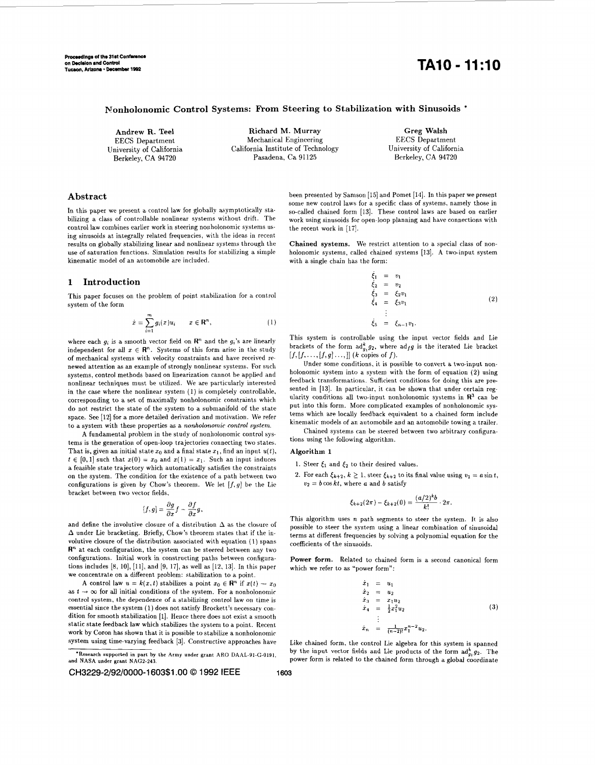# Nonholonomic Control Systems: From Steering to Stabilization with Sinusoids *

**Andrew R. Teel**
EECS Department
University of California
Berkeley, CA 94720

**Richard M. Murray**
Mechanical Engineering
California Institute of Technology
Pasadena, Ca 91125

**Greg Walsh**
EECS Department
University of California
Berkeley, CA 94720

## Abstract

In this paper we present a control law for globally asymptotically stabilizing a class of controllable nonlinear systems without drift. The control law combines earlier work in steering nonholonomic systems using sinusoids at integrally related frequencies, with the ideas in recent results on globally stabilizing linear and nonlinear systems through the use of saturation functions. Simulation results for stabilizing a simple kinematic model of an automobile are included.

## 1 Introduction

This paper focuses on the problem of point stabilization for a control system of the form

$$\dot{x} = \sum_{i=1}^{m} g_i(x) u_i \qquad x \in \mathbf{R}^n, \tag{1}$$

where each $g_i$ is a smooth vector field on $\mathbf{R}^n$ and the $g_i$'s are linearly independent for all $x \in \mathbf{R}^n$. Systems of this form arise in the study of mechanical systems with velocity constraints and have received renewed attention as an example of strongly nonlinear systems. For such systems, control methods based on linearization cannot be applied and nonlinear techniques must be utilized. We are particularly interested in the case where the nonlinear system (1) is completely controllable, corresponding to a set of maximally nonholonomic constraints which do not restrict the state of the system to a submanifold of the state space. See [12] for a more detailed derivation and motivation. We refer to a system with these properties as a *nonholonomic control system*.

A fundamental problem in the study of nonholonomic control systems is the generation of open-loop trajectories connecting two states. That is, given an initial state $x_0$ and a final state $x_1$, find an input $u(t)$, $t \in [0, 1]$ such that $x(0) = x_0$ and $x(1) = x_1$. Such an input induces a feasible state trajectory which automatically satisfies the constraints on the system. The condition for the existence of a path between two configurations is given by Chow's theorem. We let $[f, g]$ be the Lie bracket between two vector fields,

$$[f, g] = \frac{\partial g}{\partial x} f - \frac{\partial f}{\partial x} g,$$

and define the involutive closure of a distribution $\Delta$ as the closure of $\Delta$ under Lie bracketing. Briefly, Chow's theorem states that if the involutive closure of the distribution associated with equation (1) spans $\mathbf{R}^n$ at each configuration, the system can be steered between any two configurations. Initial work in constructing paths between configurations includes [8, 10], [11], and [9, 17], as well as [12, 13]. In this paper we concentrate on a different problem: stabilization to a point.

A control law $u = k(x, t)$ stabilizes a point $x_0 \in \mathbf{R}^n$ if $x(t) \to x_0$ as $t \to \infty$ for all initial conditions of the system. For a nonholonomic control system, the dependence of a stabilizing control law on time is essential since the system (1) does not satisfy Brockett's necessary condition for smooth stabilization [1]. Hence there does not exist a smooth static state feedback law which stabilizes the system to a point. Recent work by Coron has shown that it is possible to stabilize a nonholonomic system using time-varying feedback [3]. Constructive approaches have been presented by Samson [15] and Pomet [14]. In this paper we present some new control laws for a specific class of systems, namely those in so-called chained form [13]. These control laws are based on earlier work using sinusoids for open-loop planning and have connections with the recent work in [17].

**Chained systems.** We restrict attention to a special class of nonholonomic systems, called chained systems [13]. A two-input system with a single chain has the form:

$$\begin{aligned}
\dot{\xi}_1 &= v_1 \\
\dot{\xi}_2 &= v_2 \\
\dot{\xi}_3 &= \xi_2 v_1 \\
\dot{\xi}_4 &= \xi_3 v_1 \\
&\vdots \\
\dot{\xi}_5 &= \xi_{n-1} v_1.
\end{aligned} \tag{2}$$

This system is controllable using the input vector fields and Lie brackets of the form $\mathrm{ad}_{g_1}^k g_2$, where $\mathrm{ad}_f g$ is the iterated Lie bracket $[f, [f, \ldots, [f, g] \ldots]]$ ($k$ copies of $f$).

Under some conditions, it is possible to convert a two-input nonholonomic system into a system with the form of equation (2) using feedback transformations. Sufficient conditions for doing this are presented in [13]. In particular, it can be shown that under certain regularity conditions all two-input nonholonomic systems in $\mathbf{R}^3$ can be put into this form. More complicated examples of nonholonomic systems which are locally feedback equivalent to a chained form include kinematic models of an automobile and an automobile towing a trailer.

Chained systems can be steered between two arbitrary configurations using the following algorithm.

**Algorithm 1**

1. Steer $\xi_1$ and $\xi_2$ to their desired values.
2. For each $\xi_{k+2}$, $k \geq 1$, steer $\xi_{k+2}$ to its final value using $v_1 = a \sin t$, $v_2 = b \cos kt$, where $a$ and $b$ satisfy

$$\xi_{k+2}(2\pi) - \xi_{k+2}(0) = \frac{(a/2)^k b}{k!} \cdot 2\pi.$$

This algorithm uses $n$ path segments to steer the system. It is also possible to steer the system using a linear combination of sinusoidal terms at different frequencies by solving a polynomial equation for the coefficients of the sinusoids.

**Power form.** Related to chained form is a second canonical form which we refer to as "power form":

$$\begin{aligned}
\dot{x}_1 &= u_1 \\
\dot{x}_2 &= u_2 \\
\dot{x}_3 &= x_1 u_2 \\
\dot{x}_4 &= \tfrac{1}{2} x_1^2 u_2 \\
&\vdots \\
\dot{x}_n &= \tfrac{1}{(n-2)!} x_1^{n-2} u_2.
\end{aligned} \tag{3}$$

Like chained form, the control Lie algebra for this system is spanned by the input vector fields and Lie products of the form $\mathrm{ad}_{g_1}^k g_2$. The power form is related to the chained form through a global coordinate

*Research supported in part by the Army under grant ARO DAAL-91-G-0191, and NASA under grant NAG2-243.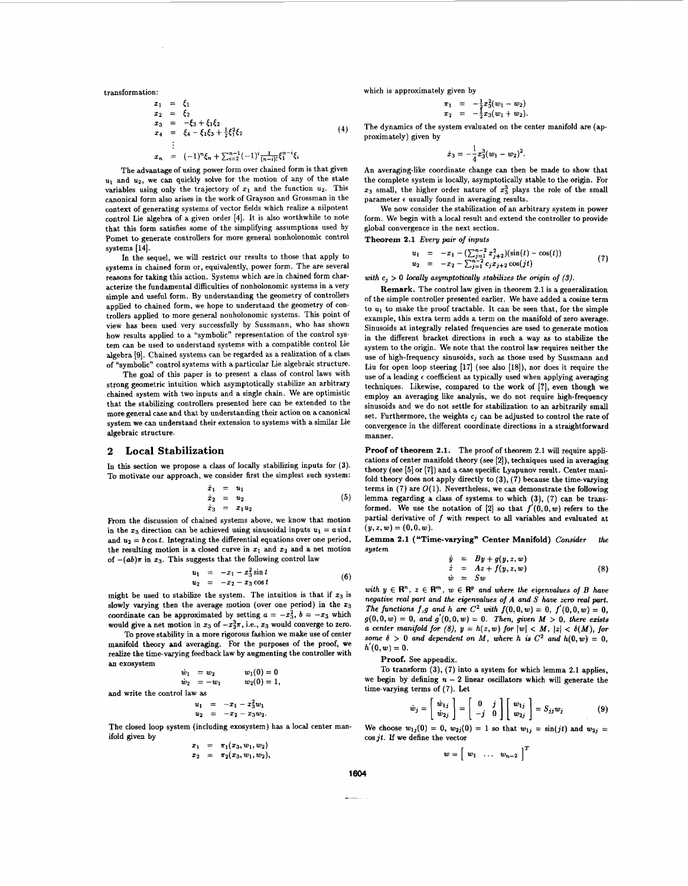transformation:

$$
\begin{aligned}
x_1 &= \xi_1 \\
x_2 &= \xi_2 \\
x_3 &= -\xi_3 + \xi_1 \xi_2 \\
x_4 &= \xi_4 - \xi_1 \xi_3 + \tfrac{1}{2}\xi_1^2 \xi_2 \\
&\vdots \\
x_n &= (-1)^n \xi_n + \textstyle\sum_{i=2}^{n-1} (-1)^i \frac{1}{(n-i)!} \xi_1^{n-i} \xi_i
\end{aligned}
\tag{4}
$$

The advantage of using power form over chained form is that given $u_1$ and $u_2$, we can quickly solve for the motion of any of the state variables using only the trajectory of $x_1$ and the function $u_2$. This canonical form also arises in the work of Grayson and Grossman in the context of generating systems of vector fields which realize a nilpotent control Lie algebra of a given order [4]. It is also worthwhile to note that this form satisfies some of the simplifying assumptions used by Pomet to generate controllers for more general nonholonomic control systems [14].

In the sequel, we will restrict our results to those that apply to systems in chained form or, equivalently, power form. The are several reasons for taking this action. Systems which are in chained form characterize the fundamental difficulties of nonholonomic systems in a very simple and useful form. By understanding the geometry of controllers applied to chained form, we hope to understand the geometry of controllers applied to more general nonholonomic systems. This point of view has been used very successfully by Sussmann, who has shown how results applied to a "symbolic" representation of the control system can be used to understand systems with a compatible control Lie algebra [9]. Chained systems can be regarded as a realization of a class of "symbolic" control systems with a particular Lie algebraic structure.

The goal of this paper is to present a class of control laws with strong geometric intuition which asymptotically stabilize an arbitrary chained system with two inputs and a single chain. We are optimistic that the stabilizing controllers presented here can be extended to the more general case and that by understanding their action on a canonical system we can understand their extension to systems with a similar Lie algebraic structure.

## 2 Local Stabilization

In this section we propose a class of locally stabilizing inputs for (3). To motivate our approach, we consider first the simplest such system:

$$
\begin{aligned}
\dot{x}_1 &= u_1 \\
\dot{x}_2 &= u_2 \\
\dot{x}_3 &= x_1 u_2
\end{aligned}
\tag{5}
$$

From the discussion of chained systems above, we know that motion in the $x_3$ direction can be achieved using sinusoidal inputs $u_1 = a \sin t$ and $u_2 = b \cos t$. Integrating the differential equations over one period, the resulting motion is a closed curve in $x_1$ and $x_2$ and a net motion of $-(ab)\pi$ in $x_3$. This suggests that the following control law

$$
\begin{aligned}
u_1 &= -x_1 - x_3^2 \sin t \\
u_2 &= -x_2 - x_3 \cos t
\end{aligned}
\tag{6}
$$

might be used to stabilize the system. The intuition is that if $x_3$ is slowly varying then the average motion (over one period) in the $x_3$ coordinate can be approximated by setting $a = -x_3^2$, $b = -x_3$ which would give a net motion in $x_3$ of $-x_3^3\pi$, i.e., $x_3$ would converge to zero.

To prove stability in a more rigorous fashion we make use of center manifold theory and averaging. For the purposes of the proof, we realize the time-varying feedback law by augmenting the controller with an exosystem

$$
\begin{aligned}
\dot{w}_1 &= w_2 \qquad & w_1(0) = 0 \\
\dot{w}_2 &= -w_1 \qquad & w_2(0) = 1,
\end{aligned}
$$

and write the control law as

$$
\begin{aligned}
u_1 &= -x_1 - x_3^2 w_1 \\
u_2 &= -x_2 - x_3 w_2.
\end{aligned}
$$

The closed loop system (including exosystem) has a local center manifold given by

$$
\begin{aligned}
x_1 &= \pi_1(x_3, w_1, w_2) \\
x_2 &= \pi_2(x_3, w_1, w_2),
\end{aligned}
$$

which is approximately given by

$$
\begin{aligned}
\pi_1 &= -\tfrac{1}{2} x_3^2 (w_1 - w_2) \\
\pi_2 &= -\tfrac{1}{2} x_3 (w_1 + w_2).
\end{aligned}
$$

The dynamics of the system evaluated on the center manifold are (approximately) given by

$$
\dot{x}_3 = -\frac{1}{4} x_3^3 (w_1 - w_2)^2.
$$

An averaging-like coordinate change can then be made to show that the complete system is locally, asymptotically stable to the origin. For $x_3$ small, the higher order nature of $x_3^3$ plays the role of the small parameter $\epsilon$ usually found in averaging results.

We now consider the stabilization of an arbitrary system in power form. We begin with a local result and extend the controller to provide global convergence in the next section.

**Theorem 2.1** *Every pair of inputs*

$$
\begin{aligned}
u_1 &= -x_1 - (\textstyle\sum_{j=1}^{n-2} x_{j+2}^2)(\sin(t) - \cos(t)) \\
u_2 &= -x_2 - \textstyle\sum_{j=1}^{n-2} c_j x_{j+2} \cos(jt)
\end{aligned}
\tag{7}
$$

*with $c_j > 0$ locally asymptotically stabilizes the origin of (3).*

**Remark.** The control law given in theorem 2.1 is a generalization of the simple controller presented earlier. We have added a cosine term to $u_1$ to make the proof tractable. It can be seen that, for the simple example, this extra term adds a term on the manifold of zero average. Sinusoids at integrally related frequencies are used to generate motion in the different bracket directions in such a way as to stabilize the system to the origin. We note that the control law requires neither the use of high-frequency sinusoids, such as those used by Sussmann and Liu for open loop steering [17] (see also [18]), nor does it require the use of a leading $\epsilon$ coefficient as typically used when applying averaging techniques. Likewise, compared to the work of [?], even though we employ an averaging like analysis, we do not require high-frequency sinusoids and we do not settle for stabilization to an arbitrarily small set. Furthermore, the weights $c_j$ can be adjusted to control the rate of convergence in the different coordinate directions in a straightforward manner.

**Proof of theorem 2.1.** The proof of theorem 2.1 will require applications of center manifold theory (see [2]), techniques used in averaging theory (see [5] or [7]) and a case specific Lyapunov result. Center manifold theory does not apply directly to (3), (7) because the time-varying terms in (7) are $O(1)$. Nevertheless, we can demonstrate the following lemma regarding a class of systems to which (3), (7) can be transformed. We use the notation of [2] so that $f'(0,0,w)$ refers to the partial derivative of $f$ with respect to all variables and evaluated at $(y,z,w) = (0,0,w)$.

**Lemma 2.1 ("Time-varying" Center Manifold)** *Consider the system*

$$
\begin{aligned}
\dot{y} &= By + g(y,z,w) \\
\dot{z} &= Az + f(y,z,w) \\
\dot{w} &= Sw
\end{aligned}
\tag{8}
$$

*with $y \in \mathbf{R}^n$, $z \in \mathbf{R}^m$, $w \in \mathbf{R}^p$ and where the eigenvalues of $B$ have negative real part and the eigenvalues of $A$ and $S$ have zero real part. The functions $f$, $g$ and $h$ are $C^2$ with $f(0,0,w) = 0$, $f'(0,0,w) = 0$, $g(0,0,w) = 0$, and $g'(0,0,w) = 0$. Then, given $M > 0$, there exists a center manifold for (8), $y = h(z,w)$ for $|w| < M$, $|z| < \delta(M)$, for some $\delta > 0$ and dependent on $M$, where $h$ is $C^2$ and $h(0,w) = 0$, $h'(0,w) = 0$.*

**Proof.** See appendix.

To transform (3), (7) into a system for which lemma 2.1 applies, we begin by defining $n-2$ linear oscillators which will generate the time-varying terms of (7). Let

$$
\dot{w}_j = \begin{bmatrix} \dot{w}_{1j} \\ \dot{w}_{2j} \end{bmatrix} = \begin{bmatrix} 0 & j \\ -j & 0 \end{bmatrix} \begin{bmatrix} w_{1j} \\ w_{2j} \end{bmatrix} = S_{jj} w_j
\tag{9}
$$

We choose $w_{1j}(0) = 0$, $w_{2j}(0) = 1$ so that $w_{1j} = \sin(jt)$ and $w_{2j} = \cos jt$. If we define the vector

$$
w = \begin{bmatrix} w_1 & \ldots & w_{n-2} \end{bmatrix}^T
$$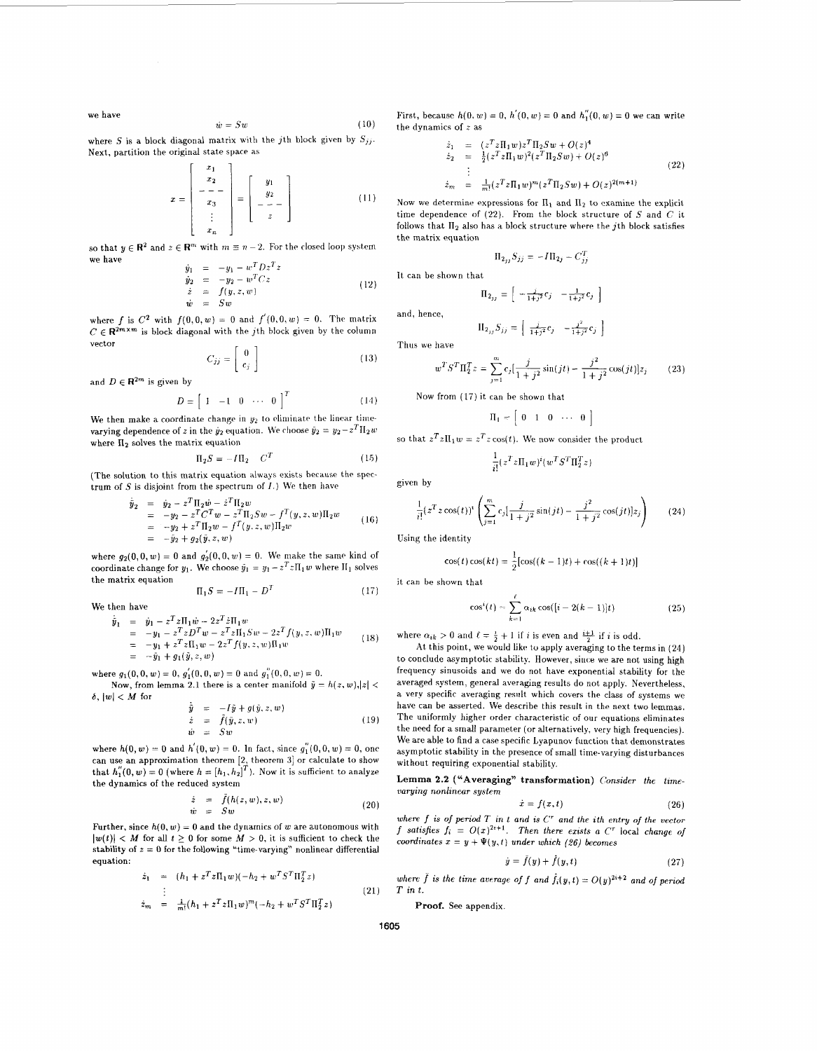we have

$$\dot{w} = Sw \tag{10}$$

where $S$ is a block diagonal matrix with the $j$th block given by $S_{jj}$. Next, partition the original state space as

$$x = \begin{bmatrix} x_1 \\ x_2 \\ --- \\ x_3 \\ \vdots \\ x_n \end{bmatrix} = \begin{bmatrix} y_1 \\ y_2 \\ --- \\ z \end{bmatrix} \tag{11}$$

so that $y \in \mathbf{R}^2$ and $z \in \mathbf{R}^m$ with $m \equiv n - 2$. For the closed loop system we have

$$\begin{aligned} \dot{y}_1 &= -y_1 - w^T D z^T z \\ \dot{y}_2 &= -y_2 - w^T C z \\ \dot{z} &= f(y, z, w) \\ \dot{w} &= Sw \end{aligned} \tag{12}$$

where $f$ is $C^2$ with $f(0,0,w) = 0$ and $f'(0,0,w) = 0$. The matrix $C \in \mathbf{R}^{2m \times m}$ is block diagonal with the $j$th block given by the column vector

$$C_{jj} = \begin{bmatrix} 0 \\ c_j \end{bmatrix} \tag{13}$$

and $D \in \mathbf{R}^{2m}$ is given by

$$D = \begin{bmatrix} 1 & -1 & 0 & \cdots & 0 \end{bmatrix}^T \tag{14}$$

We then make a coordinate change in $y_2$ to eliminate the linear time-varying dependence of $z$ in the $\dot{y}_2$ equation. We choose $\tilde{y}_2 = y_2 - z^T \Pi_2 w$ where $\Pi_2$ solves the matrix equation

$$\Pi_2 S = -I\Pi_2 - C^T \tag{15}$$

(The solution to this matrix equation always exists because the spectrum of $S$ is disjoint from the spectrum of $I$.) We then have

$$\begin{aligned} \dot{\tilde{y}}_2 &= \dot{y}_2 - z^T \Pi_2 \dot{w} - \dot{z}^T \Pi_2 w \\ &= -y_2 - z^T C^T w - z^T \Pi_2 S w - f^T(y, z, w) \Pi_2 w \\ &= -y_2 + z^T \Pi_2 w - f^T(y, z, w) \Pi_2 w \\ &= -\tilde{y}_2 + g_2(\tilde{y}, z, w) \end{aligned} \tag{16}$$

where $g_2(0,0,w) = 0$ and $g_2'(0,0,w) = 0$. We make the same kind of coordinate change for $y_1$. We choose $\tilde{y}_1 = y_1 - z^T z \Pi_1 w$ where $\Pi_1$ solves the matrix equation

$$\Pi_1 S = -I\Pi_1 - D^T \tag{17}$$

We then have

$$\begin{aligned} \dot{\tilde{y}}_1 &= \dot{y}_1 - z^T z \Pi_1 \dot{w} - 2z^T \dot{z} \Pi_1 w \\ &= -y_1 - z^T z D^T w - z^T z \Pi_1 S w - 2z^T f(y, z, w) \Pi_1 w \\ &= -y_1 + z^T z \Pi_1 w - 2z^T f(y, z, w) \Pi_1 w \\ &= -\tilde{y}_1 + g_1(\tilde{y}, z, w) \end{aligned} \tag{18}$$

where $g_1(0,0,w) = 0$, $g_1'(0,0,w) = 0$ and $g_1''(0,0,w) = 0$.

Now, from lemma 2.1 there is a center manifold $\tilde{y} = h(z,w), |z| < \delta, |w| < M$ for

$$\begin{aligned} \dot{\tilde{y}} &= -I\tilde{y} + g(\tilde{y}, z, w) \\ \dot{z} &= \tilde{f}(\tilde{y}, z, w) \\ \dot{w} &= Sw \end{aligned} \tag{19}$$

where $h(0,w) = 0$ and $h'(0,w) = 0$. In fact, since $g_1''(0,0,w) = 0$, one can use an approximation theorem [2, theorem 3] or calculate to show that $h_1''(0,w) = 0$ (where $h = [h_1, h_2]^T$). Now it is sufficient to analyze the dynamics of the reduced system

$$\begin{aligned} \dot{z} &= \tilde{f}(h(z,w), z, w) \\ \dot{w} &= Sw \end{aligned} \tag{20}$$

Further, since $h(0,w) = 0$ and the dynamics of $w$ are autonomous with $|w(t)| < M$ for all $t \geq 0$ for some $M > 0$, it is sufficient to check the stability of $z = 0$ for the following "time-varying" nonlinear differential equation:

$$\begin{aligned} \dot{z}_1 &= (h_1 + z^T z \Pi_1 w)(-h_2 + w^T S^T \Pi_2^T z) \\ &\vdots \\ \dot{z}_m &= \tfrac{1}{m!}(h_1 + z^T z \Pi_1 w)^m (-h_2 + w^T S^T \Pi_2^T z) \end{aligned} \tag{21}$$

First, because $h(0,w) = 0$, $h'(0,w) = 0$ and $h_1''(0,w) = 0$ we can write the dynamics of $z$ as

$$\begin{aligned} \dot{z}_1 &= (z^T z \Pi_1 w) z^T \Pi_2 S w + O(z)^4 \\ \dot{z}_2 &= \tfrac{1}{2}(z^T z \Pi_1 w)^2 (z^T \Pi_2 S w) + O(z)^6 \\ &\vdots \\ \dot{z}_m &= \tfrac{1}{m!}(z^T z \Pi_1 w)^m (z^T \Pi_2 S w) + O(z)^{2(m+1)} \end{aligned} \tag{22}$$

Now we determine expressions for $\Pi_1$ and $\Pi_2$ to examine the explicit time dependence of (22). From the block structure of $S$ and $C$ it follows that $\Pi_2$ also has a block structure where the $j$th block satisfies the matrix equation

$$\Pi_{2_{jj}} S_{jj} = -I\Pi_{2_j} - C_{jj}^T$$

It can be shown that

$$\Pi_{2_{jj}} = \begin{bmatrix} -\frac{j}{1+j^2} c_j & -\frac{1}{1+j^2} c_j \end{bmatrix}$$

and, hence,

$$\Pi_{2_{jj}} S_{jj} = \begin{bmatrix} \frac{j}{1+j^2} c_j & -\frac{j^2}{1+j^2} c_j \end{bmatrix}$$

Thus we have

$$w^T S^T \Pi_2^T z = \sum_{j=1}^{m} c_j \left[\frac{j}{1+j^2}\sin(jt) - \frac{j^2}{1+j^2}\cos(jt)\right] z_j \tag{23}$$

Now from (17) it can be shown that

$$\Pi_1 = \begin{bmatrix} 0 & 1 & 0 & \cdots & 0 \end{bmatrix}$$

so that $z^T z \Pi_1 w = z^T z \cos(t)$. We now consider the product

$$\frac{1}{i!}(z^T z \Pi_1 w)^i (w^T S^T \Pi_2^T z)$$

given by

$$\frac{1}{i!}(z^T z \cos(t))^i \left( \sum_{j=1}^{m} c_j \left[\frac{j}{1+j^2}\sin(jt) - \frac{j^2}{1+j^2}\cos(jt)\right] z_j \right) \tag{24}$$

Using the identity

$$\cos(t)\cos(kt) = \frac{1}{2}[\cos((k-1)t) + \cos((k+1)t)]$$

it can be shown that

$$\cos^i(t) = \sum_{k=1}^{\ell} \alpha_{ik} \cos([i - 2(k-1)]t) \tag{25}$$

where $\alpha_{ik} > 0$ and $\ell = \frac{i}{2} + 1$ if $i$ is even and $\frac{i+1}{2}$ if $i$ is odd.

At this point, we would like to apply averaging to the terms in (24) to conclude asymptotic stability. However, since we are not using high frequency sinusoids and we do not have exponential stability for the averaged system, general averaging results do not apply. Nevertheless, a very specific averaging result which covers the class of systems we have can be asserted. We describe this result in the next two lemmas. The uniformly higher order characteristic of our equations eliminates the need for a small parameter (or alternatively, very high frequencies). We are able to find a case specific Lyapunov function that demonstrates asymptotic stability in the presence of small time-varying disturbances without requiring exponential stability.

**Lemma 2.2 ("Averaging" transformation)** *Consider the time-varying nonlinear system*

$$\dot{x} = f(x, t) \tag{26}$$

*where $f$ is of period $T$ in $t$ and is $C^r$ and the ith entry of the vector $f$ satisfies $f_i = O(x)^{2i+1}$. Then there exists a $C^r$ local change of coordinates $x = y + \Psi(y,t)$ under which (26) becomes*

$$\dot{y} = \bar{f}(y) + \hat{f}(y, t) \tag{27}$$

*where $\bar{f}$ is the time average of $f$ and $\hat{f}_i(y,t) = O(y)^{2i+2}$ and of period $T$ in $t$.*

**Proof.** See appendix.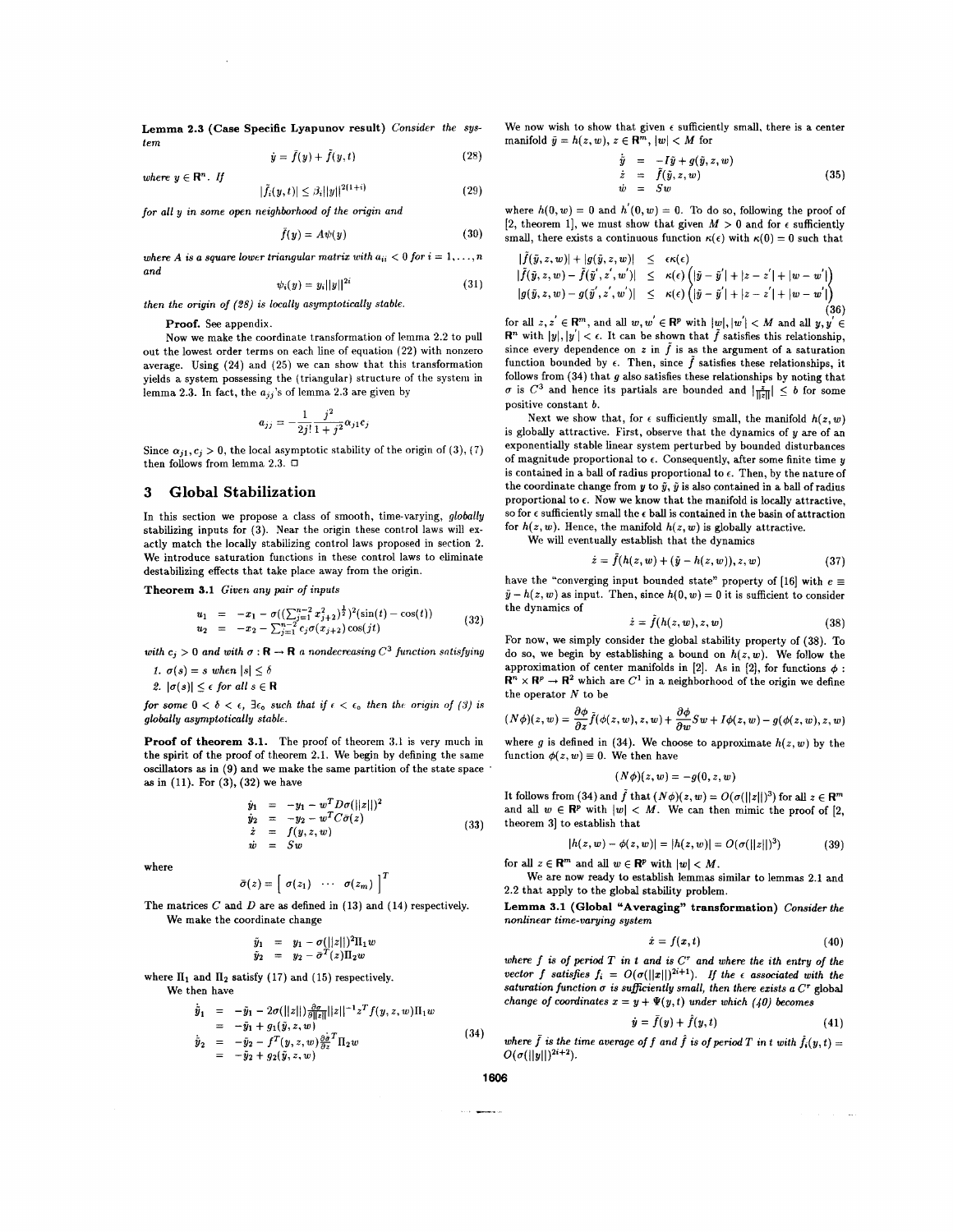**Lemma 2.3 (Case Specific Lyapunov result)** *Consider the system*

$$\dot{y} = \bar{f}(y) + \tilde{f}(y,t) \tag{28}$$

*where* $y \in \mathbf{R}^n$. *If*

$$|\tilde{f}_i(y,t)| \leq \beta_i ||y||^{2(1+i)} \tag{29}$$

*for all* $y$ *in some open neighborhood of the origin and*

$$\bar{f}(y) = A\psi(y) \tag{30}$$

*where* $A$ *is a square lower triangular matrix with* $a_{ii} < 0$ *for* $i = 1, \ldots, n$ *and*

$$\psi_i(y) = y_i ||y||^{2i} \tag{31}$$

*then the origin of (28) is locally asymptotically stable.*

**Proof.** See appendix.

Now we make the coordinate transformation of lemma 2.2 to pull out the lowest order terms on each line of equation (22) with nonzero average. Using (24) and (25) we can show that this transformation yields a system possessing the (triangular) structure of the system in lemma 2.3. In fact, the $a_{jj}$'s of lemma 2.3 are given by

$$a_{jj} = -\frac{1}{2j!}\frac{j^2}{1+j^2}\alpha_{j1}c_j$$

Since $\alpha_{j1}, c_j > 0$, the local asymptotic stability of the origin of (3), (7) then follows from lemma 2.3. □

# 3 Global Stabilization

In this section we propose a class of smooth, time-varying, *globally* stabilizing inputs for (3). Near the origin these control laws will exactly match the locally stabilizing control laws proposed in section 2. We introduce saturation functions in these control laws to eliminate destabilizing effects that take place away from the origin.

**Theorem 3.1** *Given any pair of inputs*

$$\begin{aligned} u_1 &= -x_1 - \sigma((\textstyle\sum_{j=1}^{n-2} x_{j+2}^2)^{\frac{1}{2}})^2(\sin(t) - \cos(t)) \\ u_2 &= -x_2 - \textstyle\sum_{j=1}^{n-2} c_j\sigma(x_{j+2})\cos(jt) \end{aligned} \tag{32}$$

*with* $c_j > 0$ *and with* $\sigma : \mathbf{R} \to \mathbf{R}$ *a nondecreasing* $C^3$ *function satisfying*

1. $\sigma(s) = s$ *when* $|s| \leq \delta$
2. $|\sigma(s)| \leq \epsilon$ *for all* $s \in \mathbf{R}$

*for some* $0 < \delta < \epsilon$, $\exists \epsilon_0$ *such that if* $\epsilon < \epsilon_0$ *then the origin of (3) is globally asymptotically stable.*

**Proof of theorem 3.1.** The proof of theorem 3.1 is very much in the spirit of the proof of theorem 2.1. We begin by defining the same oscillators as in (9) and we make the same partition of the state space as in (11). For (3), (32) we have

$$\begin{aligned} \dot{y}_1 &= -y_1 - w^T D\sigma(||z||)^2 \\ \dot{y}_2 &= -y_2 - w^T C\bar{\sigma}(z) \\ \dot{z} &= f(y,z,w) \\ \dot{w} &= Sw \end{aligned} \tag{33}$$

where

$$\bar{\sigma}(z) = \left[\begin{array}{ccc} \sigma(z_1) & \cdots & \sigma(z_m) \end{array}\right]^T$$

The matrices $C$ and $D$ are as defined in (13) and (14) respectively.

We make the coordinate change

$$\begin{aligned} \tilde{y}_1 &= y_1 - \sigma(||z||)^2\Pi_1 w \\ \tilde{y}_2 &= y_2 - \bar{\sigma}^T(z)\Pi_2 w \end{aligned}$$

where $\Pi_1$ and $\Pi_2$ satisfy (17) and (15) respectively.

We then have

$$\begin{aligned} \dot{\tilde{y}}_1 &= -\tilde{y}_1 - 2\sigma(||z||)\frac{\partial\sigma}{\partial||z||}||z||^{-1}z^T f(y,z,w)\Pi_1 w \\ &= -\tilde{y}_1 + g_1(\tilde{y},z,w) \\ \dot{\tilde{y}}_2 &= -\tilde{y}_2 - f^T(y,z,w)\frac{\partial\bar{\sigma}}{\partial z}^T\Pi_2 w \\ &= -\tilde{y}_2 + g_2(\tilde{y},z,w) \end{aligned} \tag{34}$$

We now wish to show that given $\epsilon$ sufficiently small, there is a center manifold $\tilde{y} = h(z,w)$, $z \in \mathbf{R}^m$, $|w| < M$ for

$$\begin{aligned} \dot{\tilde{y}} &= -I\tilde{y} + g(\tilde{y},z,w) \\ \dot{z} &= \tilde{f}(\tilde{y},z,w) \\ \dot{w} &= Sw \end{aligned} \tag{35}$$

where $h(0,w) = 0$ and $h'(0,w) = 0$. To do so, following the proof of [2, theorem 1], we must show that given $M > 0$ and for $\epsilon$ sufficiently small, there exists a continuous function $\kappa(\epsilon)$ with $\kappa(0) = 0$ such that

$$\begin{aligned} |\tilde{f}(\tilde{y},z,w)| + |g(\tilde{y},z,w)| &\leq \epsilon\kappa(\epsilon) \\ |\tilde{f}(\tilde{y},z,w) - \tilde{f}(\tilde{y}',z',w')| &\leq \kappa(\epsilon)\left(|\tilde{y} - \tilde{y}'| + |z - z'| + |w - w'|\right) \\ |g(\tilde{y},z,w) - g(\tilde{y}',z',w')| &\leq \kappa(\epsilon)\left(|\tilde{y} - \tilde{y}'| + |z - z'| + |w - w'|\right) \end{aligned} \tag{36}$$

for all $z, z' \in \mathbf{R}^m$, and all $w, w' \in \mathbf{R}^p$ with $|w|, |w'| < M$ and all $y, y' \in \mathbf{R}^n$ with $|y|, |y'| < \epsilon$. It can be shown that $\tilde{f}$ satisfies this relationship, since every dependence on $z$ in $\tilde{f}$ is as the argument of a saturation function bounded by $\epsilon$. Then, since $\tilde{f}$ satisfies these relationships, it follows from (34) that $g$ also satisfies these relationships by noting that $\sigma$ is $C^3$ and hence its partials are bounded and $|\frac{z}{||z||}| \leq b$ for some positive constant $b$.

Next we show that, for $\epsilon$ sufficiently small, the manifold $h(z,w)$ is globally attractive. First, observe that the dynamics of $y$ are of an exponentially stable linear system perturbed by bounded disturbances of magnitude proportional to $\epsilon$. Consequently, after some finite time $y$ is contained in a ball of radius proportional to $\epsilon$. Then, by the nature of the coordinate change from $y$ to $\tilde{y}$, $\tilde{y}$ is also contained in a ball of radius proportional to $\epsilon$. Now we know that the manifold is locally attractive, so for $\epsilon$ sufficiently small the $\epsilon$ ball is contained in the basin of attraction for $h(z,w)$. Hence, the manifold $h(z,w)$ is globally attractive.

We will eventually establish that the dynamics

$$\dot{z} = \tilde{f}(h(z,w) + (\tilde{y} - h(z,w)), z, w) \tag{37}$$

have the "converging input bounded state" property of [16] with $e \equiv \tilde{y} - h(z,w)$ as input. Then, since $h(0,w) = 0$ it is sufficient to consider the dynamics of

$$\dot{z} = \tilde{f}(h(z,w), z, w) \tag{38}$$

For now, we simply consider the global stability property of (38). To do so, we begin by establishing a bound on $h(z,w)$. We follow the approximation of center manifolds in [2]. As in [2], for functions $\phi : \mathbf{R}^n \times \mathbf{R}^p \to \mathbf{R}^2$ which are $C^1$ in a neighborhood of the origin we define the operator $N$ to be

$$(N\phi)(z,w) = \frac{\partial\phi}{\partial z}\tilde{f}(\phi(z,w),z,w) + \frac{\partial\phi}{\partial w}Sw + I\phi(z,w) - g(\phi(z,w),z,w)$$

where $g$ is defined in (34). We choose to approximate $h(z,w)$ by the function $\phi(z,w) \equiv 0$. We then have

$$(N\phi)(z,w) = -g(0,z,w)$$

It follows from (34) and $\tilde{f}$ that $(N\phi)(z,w) = O(\sigma(||z||)^3)$ for all $z \in \mathbf{R}^m$ and all $w \in \mathbf{R}^p$ with $|w| < M$. We can then mimic the proof of [2, theorem 3] to establish that

$$|h(z,w) - \phi(z,w)| = |h(z,w)| = O(\sigma(||z||)^3) \tag{39}$$

for all $z \in \mathbf{R}^m$ and all $w \in \mathbf{R}^p$ with $|w| < M$.

We are now ready to establish lemmas similar to lemmas 2.1 and 2.2 that apply to the global stability problem.

**Lemma 3.1 (Global "Averaging" transformation)** *Consider the nonlinear time-varying system*

$$\dot{x} = f(x,t) \tag{40}$$

*where* $f$ *is of period* $T$ *in* $t$ *and is* $C^r$ *and where the ith entry of the vector* $f$ *satisfies* $f_i = O(\sigma(||x||)^{2i+1})$. *If the* $\epsilon$ *associated with the saturation function* $\sigma$ *is sufficiently small, then there exists a* $C^r$ *global change of coordinates* $x = y + \Psi(y,t)$ *under which (40) becomes*

$$\dot{y} = \bar{f}(y) + \tilde{f}(y,t) \tag{41}$$

*where* $\bar{f}$ *is the time average of* $f$ *and* $\tilde{f}$ *is of period* $T$ *in* $t$ *with* $\tilde{f}_i(y,t) = O(\sigma(||y||)^{2i+2})$.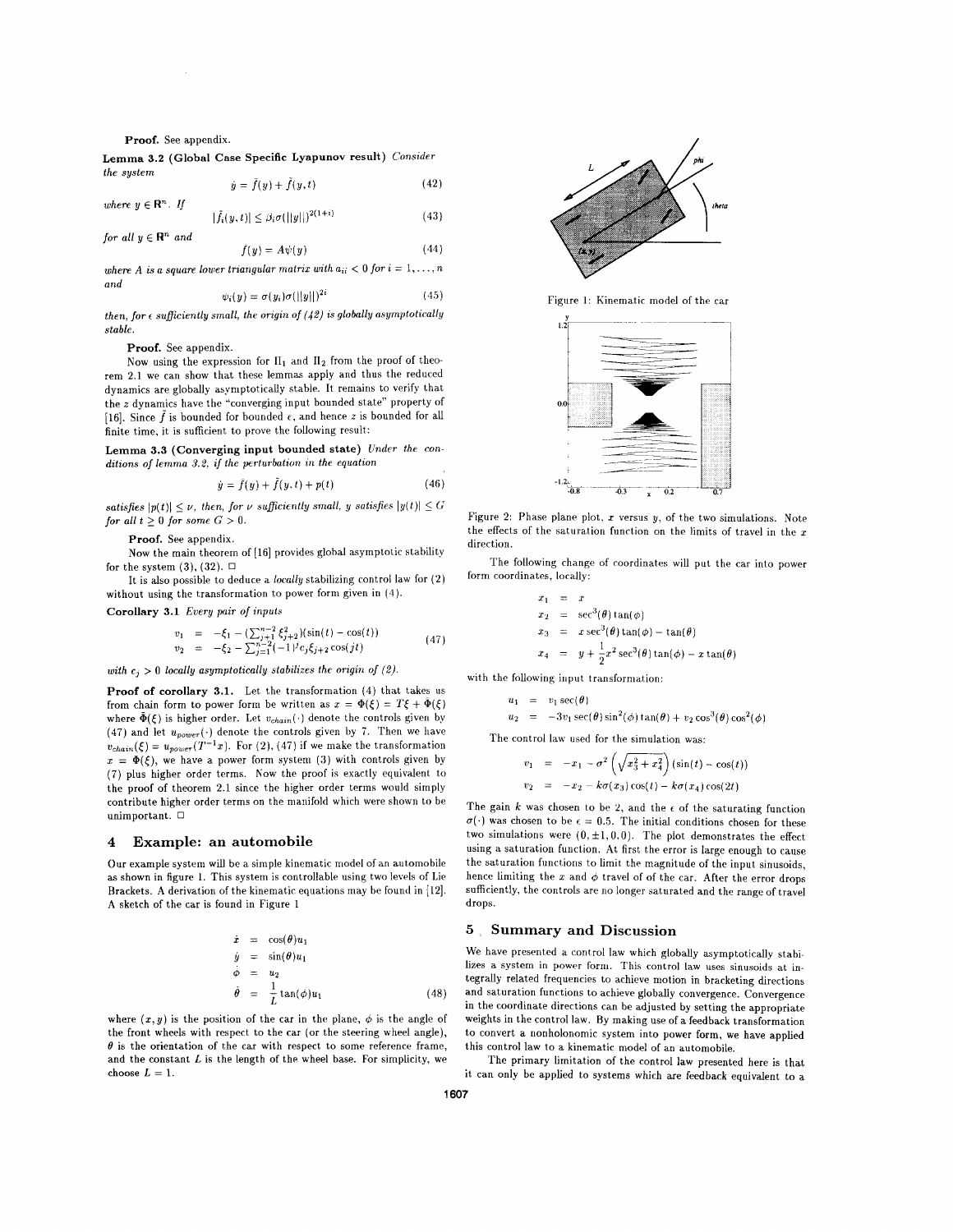**Proof.** See appendix.

**Lemma 3.2 (Global Case Specific Lyapunov result)** *Consider the system*

$$\dot{y} = f(y) + \tilde{f}(y,t) \tag{42}$$

*where $y \in \mathbf{R}^n$. If*

$$|\tilde{f}_i(y,t)| \leq \beta_i \sigma(||y||)^{2(1+i)} \tag{43}$$

*for all $y \in \mathbf{R}^n$ and*

$$f(y) = A\psi(y) \tag{44}$$

*where $A$ is a square lower triangular matrix with $a_{ii} < 0$ for $i = 1, \ldots, n$ and*

$$\psi_i(y) = \sigma(y_i)\sigma(||y||)^{2i} \tag{45}$$

*then, for $\epsilon$ sufficiently small, the origin of (42) is globally asymptotically stable.*

**Proof.** See appendix.

Now using the expression for $\Pi_1$ and $\Pi_2$ from the proof of theorem 2.1 we can show that these lemmas apply and thus the reduced dynamics are globally asymptotically stable. It remains to verify that the $z$ dynamics have the "converging input bounded state" property of [16]. Since $\tilde{f}$ is bounded for bounded $\epsilon$, and hence $z$ is bounded for all finite time, it is sufficient to prove the following result:

**Lemma 3.3 (Converging input bounded state)** *Under the conditions of lemma 3.2, if the perturbation in the equation*

$$\dot{y} = f(y) + \tilde{f}(y,t) + p(t) \tag{46}$$

*satisfies $|p(t)| \leq \nu$, then, for $\nu$ sufficiently small, $y$ satisfies $|y(t)| \leq G$ for all $t \geq 0$ for some $G > 0$.*

**Proof.** See appendix.

Now the main theorem of [16] provides global asymptotic stability for the system (3), (32). $\square$

It is also possible to deduce a *locally* stabilizing control law for (2) without using the transformation to power form given in (4).

**Corollary 3.1** *Every pair of inputs*

$$\begin{aligned} v_1 &= -\xi_1 - (\textstyle\sum_{j+1}^{n-2} \xi_{j+2}^2)(\sin(t) - \cos(t)) \\ v_2 &= -\xi_2 - \textstyle\sum_{j=1}^{n-2} (-1)^j c_j \xi_{j+2} \cos(jt) \end{aligned} \tag{47}$$

*with $c_j > 0$ locally asymptotically stabilizes the origin of (2).*

**Proof of corollary 3.1.** Let the transformation (4) that takes us from chain form to power form be written as $x = \Phi(\xi) = T\xi + \tilde{\Phi}(\xi)$ where $\tilde{\Phi}(\xi)$ is higher order. Let $v_{chain}(\cdot)$ denote the controls given by (47) and let $u_{power}(\cdot)$ denote the controls given by 7. Then we have $v_{chain}(\xi) = u_{power}(T^{-1}x)$. For (2), (47) if we make the transformation $x = \Phi(\xi)$, we have a power form system (3) with controls given by (7) plus higher order terms. Now the proof is exactly equivalent to the proof of theorem 2.1 since the higher order terms would simply contribute higher order terms on the manifold which were shown to be unimportant. $\square$

## 4 Example: an automobile

Our example system will be a simple kinematic model of an automobile as shown in figure 1. This system is controllable using two levels of Lie Brackets. A derivation of the kinematic equations may be found in [12]. A sketch of the car is found in Figure 1

$$\begin{aligned} \dot{x} &= \cos(\theta)u_1 \\ \dot{y} &= \sin(\theta)u_1 \\ \dot{\phi} &= u_2 \\ \dot{\theta} &= \frac{1}{L}\tan(\phi)u_1 \end{aligned} \tag{48}$$

where $(x, y)$ is the position of the car in the plane, $\phi$ is the angle of the front wheels with respect to the car (or the steering wheel angle), $\theta$ is the orientation of the car with respect to some reference frame, and the constant $L$ is the length of the wheel base. For simplicity, we choose $L = 1$.

Figure 1: Kinematic model of the car

Figure 2: Phase plane plot, $x$ versus $y$, of the two simulations. Note the effects of the saturation function on the limits of travel in the $x$ direction.

The following change of coordinates will put the car into power form coordinates, locally:

$$\begin{aligned} x_1 &= x \\ x_2 &= \sec^3(\theta)\tan(\phi) \\ x_3 &= x\sec^3(\theta)\tan(\phi) - \tan(\theta) \\ x_4 &= y + \frac{1}{2}x^2\sec^3(\theta)\tan(\phi) - x\tan(\theta) \end{aligned}$$

with the following input transformation:

$$\begin{aligned} u_1 &= v_1\sec(\theta) \\ u_2 &= -3v_1\sec(\theta)\sin^2(\phi)\tan(\theta) + v_2\cos^3(\theta)\cos^2(\phi) \end{aligned}$$

The control law used for the simulation was:

$$\begin{aligned} v_1 &= -x_1 - \sigma^2\left(\sqrt{x_3^2 + x_4^2}\right)(\sin(t) - \cos(t)) \\ v_2 &= -x_2 - k\sigma(x_3)\cos(t) - k\sigma(x_4)\cos(2t) \end{aligned}$$

The gain $k$ was chosen to be 2, and the $\epsilon$ of the saturating function $\sigma(\cdot)$ was chosen to be $\epsilon = 0.5$. The initial conditions chosen for these two simulations were $(0, \pm 1, 0, 0)$. The plot demonstrates the effect using a saturation function. At first the error is large enough to cause the saturation functions to limit the magnitude of the input sinusoids, hence limiting the $x$ and $\phi$ travel of of the car. After the error drops sufficiently, the controls are no longer saturated and the range of travel drops.

## 5 Summary and Discussion

We have presented a control law which globally asymptotically stabilizes a system in power form. This control law uses sinusoids at integrally related frequencies to achieve motion in bracketing directions and saturation functions to achieve globally convergence. Convergence in the coordinate directions can be adjusted by setting the appropriate weights in the control law. By making use of a feedback transformation to convert a nonholonomic system into power form, we have applied this control law to a kinematic model of an automobile.

The primary limitation of the control law presented here is that it can only be applied to systems which are feedback equivalent to a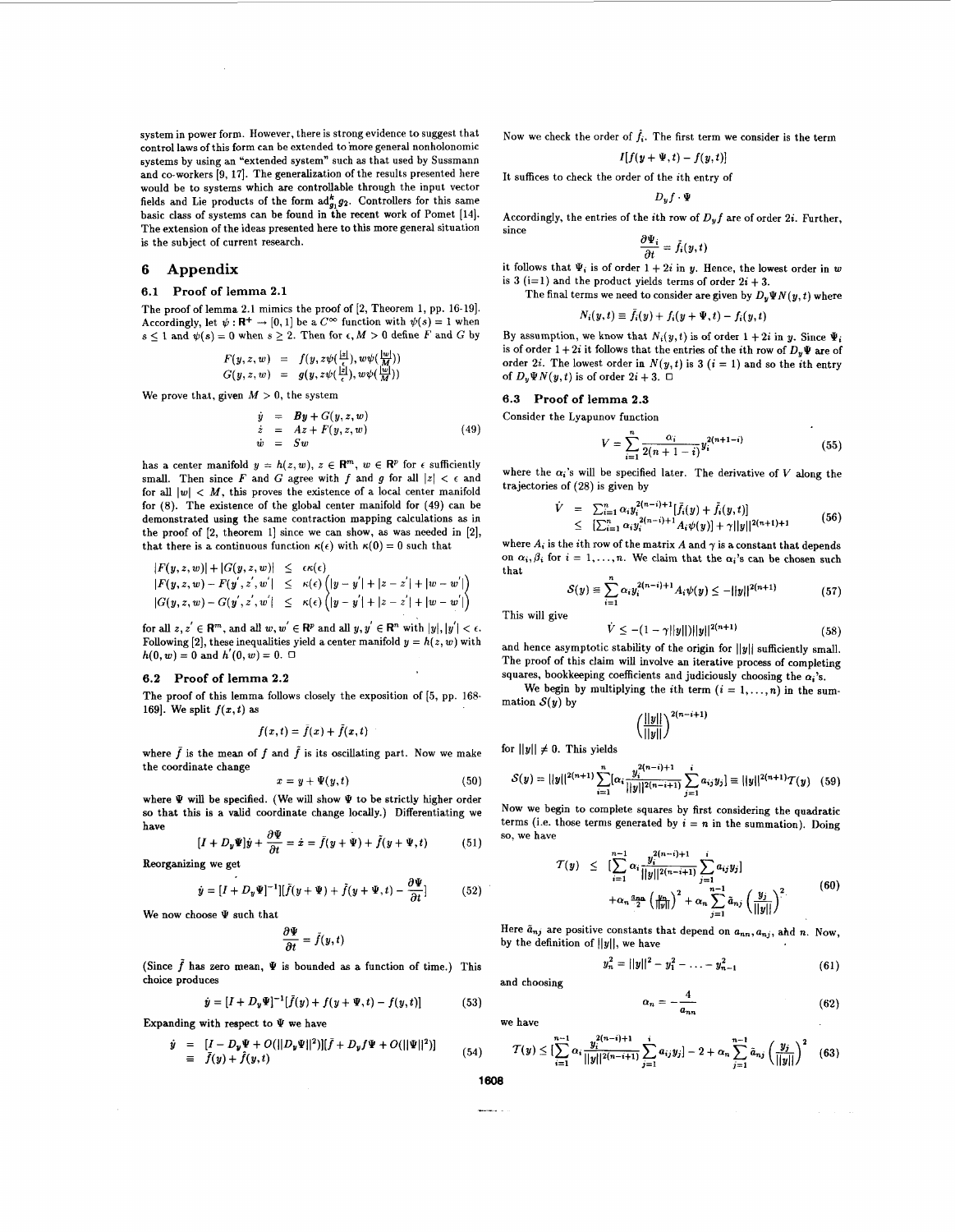system in power form. However, there is strong evidence to suggest that control laws of this form can be extended to more general nonholonomic systems by using an "extended system" such as that used by Sussmann and co-workers [9, 17]. The generalization of the results presented here would be to systems which are controllable through the input vector fields and Lie products of the form $\mathrm{ad}_{g_1}^k g_2$. Controllers for this same basic class of systems can be found in the recent work of Pomet [14]. The extension of the ideas presented here to this more general situation is the subject of current research.

# 6 Appendix

## 6.1 Proof of lemma 2.1

The proof of lemma 2.1 mimics the proof of [2, Theorem 1, pp. 16-19]. Accordingly, let $\psi : \mathbf{R}^+ \to [0,1]$ be a $C^\infty$ function with $\psi(s) = 1$ when $s \le 1$ and $\psi(s) = 0$ when $s \ge 2$. Then for $\epsilon, M > 0$ define $F$ and $G$ by

$$
\begin{aligned}
F(y,z,w) &= f(y, z\psi(\tfrac{|z|}{\epsilon}), w\psi(\tfrac{|w|}{M})) \\
G(y,z,w) &= g(y, z\psi(\tfrac{|z|}{\epsilon}), w\psi(\tfrac{|w|}{M}))
\end{aligned}
$$

We prove that, given $M > 0$, the system

$$
\begin{aligned}
\dot{y} &= By + G(y,z,w) \\
\dot{z} &= Az + F(y,z,w) \\
\dot{w} &= Sw
\end{aligned}
\tag{49}
$$

has a center manifold $y = h(z,w)$, $z \in \mathbf{R}^m$, $w \in \mathbf{R}^p$ for $\epsilon$ sufficiently small. Then since $F$ and $G$ agree with $f$ and $g$ for all $|z| < \epsilon$ and for all $|w| < M$, this proves the existence of a local center manifold for (8). The existence of the global center manifold for (49) can be demonstrated using the same contraction mapping calculations as in the proof of [2, theorem 1] since we can show, as was needed in [2], that there is a continuous function $\kappa(\epsilon)$ with $\kappa(0) = 0$ such that

$$
\begin{aligned}
|F(y,z,w)| + |G(y,z,w)| &\le \epsilon\kappa(\epsilon) \\
|F(y,z,w) - F(y',z',w'| &\le \kappa(\epsilon)\left(|y-y'| + |z-z'| + |w-w'|\right) \\
|G(y,z,w) - G(y',z',w'| &\le \kappa(\epsilon)\left(|y-y'| + |z-z'| + |w-w'|\right)
\end{aligned}
$$

for all $z, z' \in \mathbf{R}^m$, and all $w, w' \in \mathbf{R}^p$ and all $y, y' \in \mathbf{R}^n$ with $|y|, |y'| < \epsilon$. Following [2], these inequalities yield a center manifold $y = h(z,w)$ with $h(0,w) = 0$ and $h'(0,w) = 0$. □

## 6.2 Proof of lemma 2.2

The proof of this lemma follows closely the exposition of [5, pp. 168-169]. We split $f(x,t)$ as

$$
f(x,t) = \bar{f}(x) + \tilde{f}(x,t)
$$

where $\bar{f}$ is the mean of $f$ and $\tilde{f}$ is its oscillating part. Now we make the coordinate change

$$
x = y + \Psi(y,t) \tag{50}
$$

where $\Psi$ will be specified. (We will show $\Psi$ to be strictly higher order so that this is a valid coordinate change locally.) Differentiating we have

$$
[I + D_y\Psi]\dot{y} + \frac{\partial \Psi}{\partial t} = \dot{x} = \bar{f}(y+\Psi) + \tilde{f}(y+\Psi,t) \tag{51}
$$

Reorganizing we get

$$
\dot{y} = [I + D_y\Psi]^{-1}[\bar{f}(y+\Psi) + \tilde{f}(y+\Psi,t) - \frac{\partial \Psi}{\partial t}] \tag{52}
$$

We now choose $\Psi$ such that

$$
\frac{\partial \Psi}{\partial t} = \tilde{f}(y,t)
$$

(Since $\tilde{f}$ has zero mean, $\Psi$ is bounded as a function of time.) This choice produces

$$
\dot{y} = [I + D_y\Psi]^{-1}[\bar{f}(y) + f(y+\Psi,t) - f(y,t)] \tag{53}
$$

Expanding with respect to $\Psi$ we have

$$
\begin{aligned}
\dot{y} &= [I - D_y\Psi + O(\|D_y\Psi\|^2)][\bar{f} + D_y f\Psi + O(\|\Psi\|^2)] \\
&\equiv \bar{f}(y) + \hat{f}(y,t)
\end{aligned}
\tag{54}
$$

Now we check the order of $\hat{f}_i$. The first term we consider is the term

$$
I[f(y+\Psi,t) - f(y,t)]
$$

It suffices to check the order of the $i$th entry of

$$
D_y f \cdot \Psi
$$

Accordingly, the entries of the $i$th row of $D_y f$ are of order $2i$. Further, since

$$
\frac{\partial \Psi_i}{\partial t} = \tilde{f}_i(y,t)
$$

it follows that $\Psi_i$ is of order $1 + 2i$ in $y$. Hence, the lowest order in $w$ is 3 (i=1) and the product yields terms of order $2i + 3$.

The final terms we need to consider are given by $D_y\Psi N(y,t)$ where

$$
N_i(y,t) \equiv \bar{f}_i(y) + f_i(y+\Psi,t) - f_i(y,t)
$$

By assumption, we know that $N_i(y,t)$ is of order $1 + 2i$ in $y$. Since $\Psi_i$ is of order $1 + 2i$ it follows that the entries of the $i$th row of $D_y\Psi$ are of order $2i$. The lowest order in $N(y,t)$ is 3 ($i = 1$) and so the $i$th entry of $D_y\Psi N(y,t)$ is of order $2i + 3$. □

## 6.3 Proof of lemma 2.3

Consider the Lyapunov function

$$
V = \sum_{i=1}^{n} \frac{\alpha_i}{2(n+1-i)} y_i^{2(n+1-i)} \tag{55}
$$

where the $\alpha_i$'s will be specified later. The derivative of $V$ along the trajectories of (28) is given by

$$
\begin{aligned}
\dot{V} &= \textstyle\sum_{i=1}^{n} \alpha_i y_i^{2(n-i)+1}[\bar{f}_i(y) + \hat{f}_i(y,t)] \\
&\le [\textstyle\sum_{i=1}^{n} \alpha_i y_i^{2(n-i)+1} A_i \psi(y)] + \gamma\|y\|^{2(n+1)+1}
\end{aligned}
\tag{56}
$$

where $A_i$ is the $i$th row of the matrix $A$ and $\gamma$ is a constant that depends on $\alpha_i, \beta_i$ for $i = 1, \ldots, n$. We claim that the $\alpha_i$'s can be chosen such that

$$
\mathcal{S}(y) \equiv \sum_{i=1}^{n} \alpha_i y_i^{2(n-i)+1} A_i \psi(y) \le -\|y\|^{2(n+1)} \tag{57}
$$

This will give

$$
\dot{V} \le -(1 - \gamma\|y\|)\|y\|^{2(n+1)} \tag{58}
$$

and hence asymptotic stability of the origin for $\|y\|$ sufficiently small. The proof of this claim will involve an iterative process of completing squares, bookkeeping coefficients and judiciously choosing the $\alpha_i$'s.

We begin by multiplying the $i$th term ($i = 1, \ldots, n$) in the summation $\mathcal{S}(y)$ by

$$
\left(\frac{\|y\|}{\|y\|}\right)^{2(n-i+1)}
$$

for $\|y\| \ne 0$. This yields

$$
\mathcal{S}(y) = \|y\|^{2(n+1)} \sum_{i=1}^{n} [\alpha_i \frac{y_i^{2(n-i)+1}}{\|y\|^{2(n-i+1)}} \sum_{j=1}^{i} a_{ij} y_j] \equiv \|y\|^{2(n+1)} \mathcal{T}(y) \tag{59}
$$

Now we begin to complete squares by first considering the quadratic terms (i.e. those terms generated by $i = n$ in the summation). Doing so, we have

$$
\begin{aligned}
\mathcal{T}(y) \le\ & [\sum_{i=1}^{n-1} \alpha_i \frac{y_i^{2(n-i)+1}}{\|y\|^{2(n-i+1)}} \sum_{j=1}^{i} a_{ij} y_j] \\
&+ \alpha_n \frac{a_{nn}}{2}\left(\frac{y_n}{\|y\|}\right)^2 + \alpha_n \sum_{j=1}^{n-1} \tilde{a}_{nj}\left(\frac{y_j}{\|y\|}\right)^2
\end{aligned}
\tag{60}
$$

Here $\tilde{a}_{nj}$ are positive constants that depend on $a_{nn}, a_{nj}$, and $n$. Now, by the definition of $\|y\|$, we have

$$
y_n^2 = \|y\|^2 - y_1^2 - \ldots - y_{n-1}^2 \tag{61}
$$

and choosing

$$
\alpha_n = -\frac{4}{a_{nn}} \tag{62}
$$

we have

$$
\mathcal{T}(y) \le [\sum_{i=1}^{n-1} \alpha_i \frac{y_i^{2(n-i)+1}}{\|y\|^{2(n-i+1)}} \sum_{j=1}^{i} a_{ij} y_j] - 2 + \alpha_n \sum_{j=1}^{n-1} \tilde{a}_{nj}\left(\frac{y_j}{\|y\|}\right)^2 \tag{63}
$$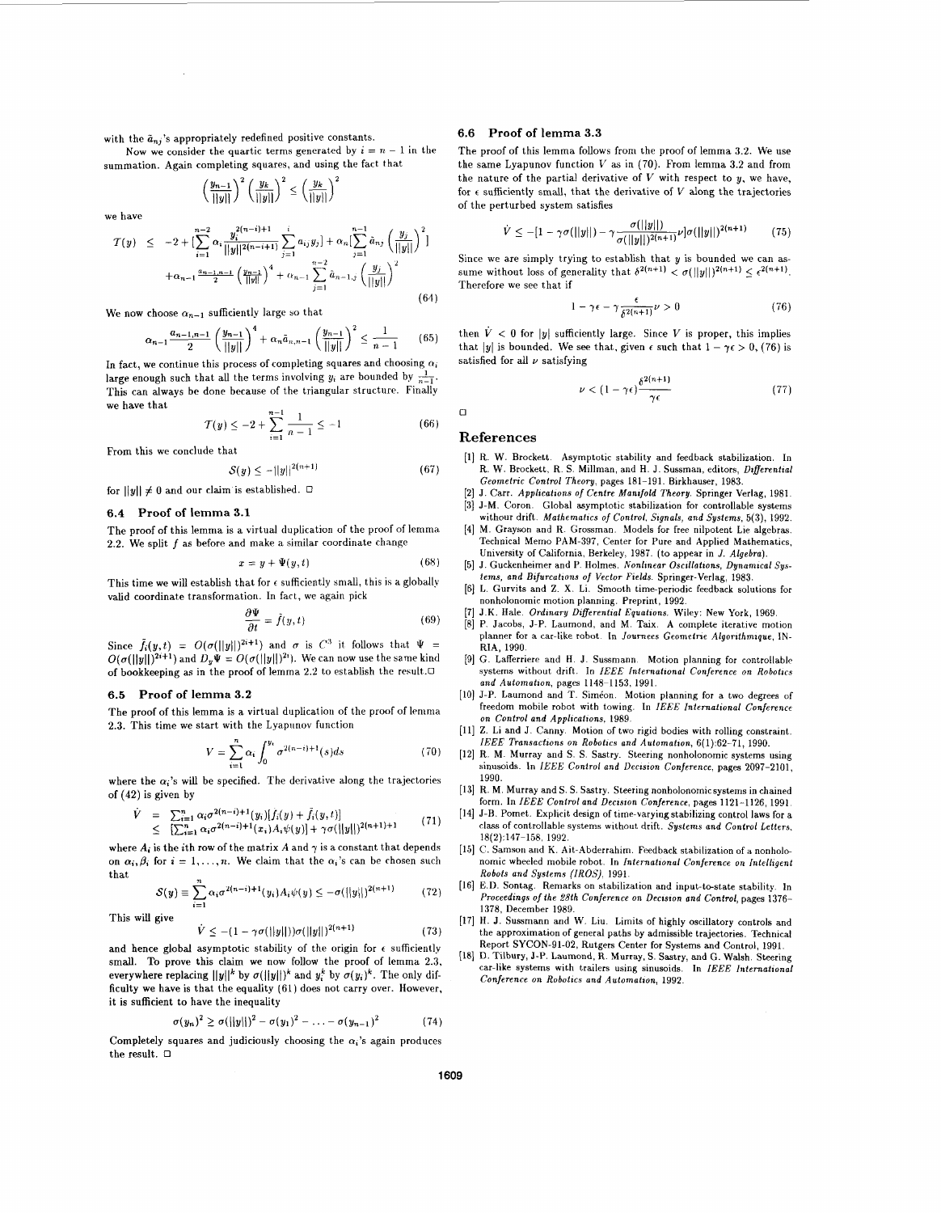with the $\tilde{a}_{nj}$'s appropriately redefined positive constants.

Now we consider the quartic terms generated by $i = n-1$ in the summation. Again completing squares, and using the fact that

$$\left(\frac{y_{n-1}}{||y||}\right)^2 \left(\frac{y_k}{||y||}\right)^2 \leq \left(\frac{y_k}{||y||}\right)^2$$

we have

$$\begin{aligned} \mathcal{T}(y) &\leq -2 + [\sum_{i=1}^{n-2} \alpha_i \frac{y_i^{2(n-i)+1}}{||y||^{2(n-i+1)}} \sum_{j=1}^{i} a_{ij} y_j] + \alpha_n [\sum_{j=1}^{n-1} \tilde{a}_{nj} \left(\frac{y_j}{||y||}\right)^2] \\ &+ \alpha_{n-1} \frac{a_{n-1,n-1}}{2} \left(\frac{y_{n-1}}{||y||}\right)^4 + \alpha_{n-1} \sum_{j=1}^{n-2} \tilde{a}_{n-1,j} \left(\frac{y_j}{||y||}\right)^2 \end{aligned} \tag{64}$$

We now choose $\alpha_{n-1}$ sufficiently large so that

$$\alpha_{n-1} \frac{a_{n-1,n-1}}{2} \left(\frac{y_{n-1}}{||y||}\right)^4 + \alpha_n \tilde{a}_{n,n-1} \left(\frac{y_{n-1}}{||y||}\right)^2 \leq \frac{1}{n-1} \tag{65}$$

In fact, we continue this process of completing squares and choosing $\alpha_i$ large enough such that all the terms involving $y_i$ are bounded by $\frac{1}{n-1}$. This can always be done because of the triangular structure. Finally we have that

$$\mathcal{T}(y) \leq -2 + \sum_{i=1}^{n-1} \frac{1}{n-1} \leq -1 \tag{66}$$

From this we conclude that

$$\mathcal{S}(y) \leq -||y||^{2(n+1)} \tag{67}$$

for $||y|| \neq 0$ and our claim is established. □

### 6.4 Proof of lemma 3.1

The proof of this lemma is a virtual duplication of the proof of lemma 2.2. We split $f$ as before and make a similar coordinate change

$$x = y + \Psi(y, t) \tag{68}$$

This time we will establish that for $\epsilon$ sufficiently small, this is a globally valid coordinate transformation. In fact, we again pick

$$\frac{\partial \Psi}{\partial t} = \tilde{f}(y, t) \tag{69}$$

Since $\tilde{f}_i(y,t) = O(\sigma(||y||)^{2i+1})$ and $\sigma$ is $C^3$ it follows that $\Psi = O(\sigma(||y||)^{2i+1})$ and $D_y \Psi = O(\sigma(||y||)^{2i})$. We can now use the same kind of bookkeeping as in the proof of lemma 2.2 to establish the result.□

### 6.5 Proof of lemma 3.2

The proof of this lemma is a virtual duplication of the proof of lemma 2.3. This time we start with the Lyapunov function

$$V = \sum_{i=1}^{n} \alpha_i \int_0^{y_i} \sigma^{2(n-i)+1}(s) ds \tag{70}$$

where the $\alpha_i$'s will be specified. The derivative along the trajectories of (42) is given by

$$\begin{aligned} \dot{V} &= \sum_{i=1}^{n} \alpha_i \sigma^{2(n-i)+1}(y_i)[f_i(y) + \tilde{f}_i(y,t)] \\ &\leq [\sum_{i=1}^{n} \alpha_i \sigma^{2(n-i)+1}(x_i) A_i \psi(y)] + \gamma \sigma(||y||)^{2(n+1)+1} \end{aligned} \tag{71}$$

where $A_i$ is the $i$th row of the matrix $A$ and $\gamma$ is a constant that depends on $\alpha_i, \beta_i$ for $i = 1, \ldots, n$. We claim that the $\alpha_i$'s can be chosen such that

$$\mathcal{S}(y) \equiv \sum_{i=1}^{n} \alpha_i \sigma^{2(n-i)+1}(y_i) A_i \psi(y) \leq -\sigma(||y||)^{2(n+1)} \tag{72}$$

This will give

$$\dot{V} \leq -(1 - \gamma\sigma(||y||))\sigma(||y||)^{2(n+1)} \tag{73}$$

and hence global asymptotic stability of the origin for $\epsilon$ sufficiently small. To prove this claim we now follow the proof of lemma 2.3, everywhere replacing $||y||^k$ by $\sigma(||y||)^k$ and $y_i^k$ by $\sigma(y_i)^k$. The only difficulty we have is that the equality (61) does not carry over. However, it is sufficient to have the inequality

$$\sigma(y_n)^2 \geq \sigma(||y||)^2 - \sigma(y_1)^2 - \ldots - \sigma(y_{n-1})^2 \tag{74}$$

Completely squares and judiciously choosing the $\alpha_i$'s again produces the result. □

### 6.6 Proof of lemma 3.3

The proof of this lemma follows from the proof of lemma 3.2. We use the same Lyapunov function $V$ as in (70). From lemma 3.2 and from the nature of the partial derivative of $V$ with respect to $y$, we have, for $\epsilon$ sufficiently small, that the derivative of $V$ along the trajectories of the perturbed system satisfies

$$\dot{V} \leq -[1 - \gamma\sigma(||y||) - \gamma \frac{\sigma(||y||)}{\sigma(||y||)^{2(n+1)}} \nu] \sigma(||y||)^{2(n+1)} \tag{75}$$

Since we are simply trying to establish that $y$ is bounded we can assume without loss of generality that $\delta^{2(n+1)} < \sigma(||y||)^{2(n+1)} \leq \epsilon^{2(n+1)}$. Therefore we see that if

$$1 - \gamma\epsilon - \gamma \frac{\epsilon}{\delta^{2(n+1)}} \nu > 0 \tag{76}$$

then $\dot{V} < 0$ for $|y|$ sufficiently large. Since $V$ is proper, this implies that $|y|$ is bounded. We see that, given $\epsilon$ such that $1 - \gamma\epsilon > 0$, (76) is satisfied for all $\nu$ satisfying

$$\nu < (1 - \gamma\epsilon) \frac{\delta^{2(n+1)}}{\gamma\epsilon} \tag{77}$$

□

## References

[1] R. W. Brockett. Asymptotic stability and feedback stabilization. In R. W. Brockett, R. S. Millman, and H. J. Sussman, editors, *Differential Geometric Control Theory*, pages 181-191. Birkhauser, 1983.

[2] J. Carr. *Applications of Centre Manifold Theory*. Springer Verlag, 1981.

[3] J-M. Coron. Global asymptotic stabilization for controllable systems withour drift. *Mathematics of Control, Signals, and Systems*, 5(3), 1992.

[4] M. Grayson and R. Grossman. Models for free nilpotent Lie algebras. Technical Memo PAM-397, Center for Pure and Applied Mathematics, University of California, Berkeley, 1987. (to appear in *J. Algebra*).

[5] J. Guckenheimer and P. Holmes. *Nonlinear Oscillations, Dynamical Systems, and Bifurcations of Vector Fields*. Springer-Verlag, 1983.

[6] L. Gurvits and Z. X. Li. Smooth time-periodic feedback solutions for nonholonomic motion planning. Preprint, 1992.

[7] J.K. Hale. *Ordinary Differential Equations*. Wiley: New York, 1969.

[8] P. Jacobs, J-P. Laumond, and M. Taix. A complete iterative motion planner for a car-like robot. In *Journees Geometrie Algorithmique*, INRIA, 1990.

[9] G. Lafferriere and H. J. Sussmann. Motion planning for controllable systems without drift. In *IEEE International Conference on Robotics and Automation*, pages 1148-1153, 1991.

[10] J-P. Laumond and T. Siméon. Motion planning for a two degrees of freedom mobile robot with towing. In *IEEE International Conference on Control and Applications*, 1989.

[11] Z. Li and J. Canny. Motion of two rigid bodies with rolling constraint. *IEEE Transactions on Robotics and Automation*, 6(1):62-71, 1990.

[12] R. M. Murray and S. S. Sastry. Steering nonholonomic systems using sinusoids. In *IEEE Control and Decision Conference*, pages 2097-2101, 1990.

[13] R. M. Murray and S. S. Sastry. Steering nonholonomic systems in chained form. In *IEEE Control and Decision Conference*, pages 1121-1126, 1991.

[14] J-B. Pomet. Explicit design of time-varying stabilizing control laws for a class of controllable systems without drift. *Systems and Control Letters*, 18(2):147-158, 1992.

[15] C. Samson and K. Ait-Abderrahim. Feedback stabilization of a nonholonomic wheeled mobile robot. In *International Conference on Intelligent Robots and Systems (IROS)*, 1991.

[16] E.D. Sontag. Remarks on stabilization and input-to-state stability. In *Proceedings of the 28th Conference on Decision and Control*, pages 1376-1378, December 1989.

[17] H. J. Sussmann and W. Liu. Limits of highly oscillatory controls and the approximation of general paths by admissible trajectories. Technical Report SYCON-91-02, Rutgers Center for Systems and Control, 1991.

[18] D. Tilbury, J-P. Laumond, R. Murray, S. Sastry, and G. Walsh. Steering car-like systems with trailers using sinusoids. In *IEEE International Conference on Robotics and Automation*, 1992.